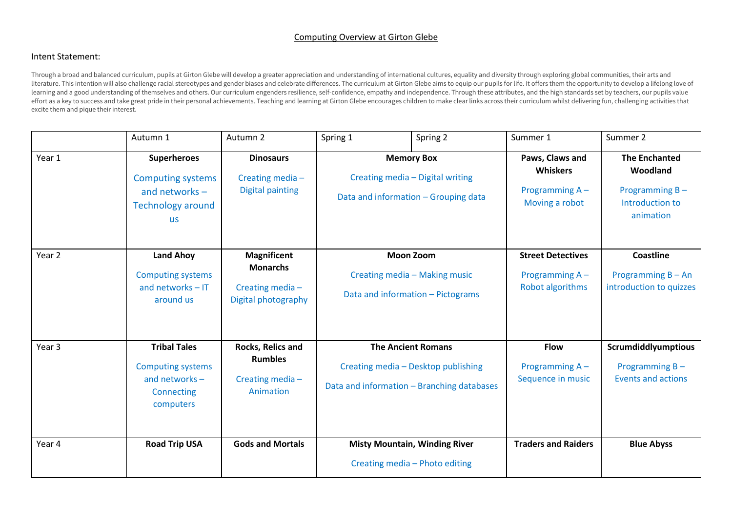# Computing Overview at Girton Glebe

## Intent Statement:

Through a broad and balanced curriculum, pupils at Girton Glebe will develop a greater appreciation and understanding of international cultures, equality and diversity through exploring global communities, their arts and literature. This intention will also challenge racial stereotypes and gender biases and celebrate differences. The curriculum at Girton Glebe aims to equip our pupils for life. It offers them the opportunity to develop a lifelong love of learning and a good understanding of themselves and others. Our curriculum engenders resilience, self-confidence, empathy and independence. Through these attributes, and the high standards set by teachers, our pupils value effort as a key to success and take great pride in their personal achievements. Teaching and learning at Girton Glebe encourages children to make clear links across their curriculum whilst delivering fun, challenging activities that excite them and pique their interest.

| | Autumn 1 | Autumn 2 | Spring 1 | Spring 2 | Summer 1 | Summer 2 |
|---|---|---|---|---|---|---|
| Year 1 | **Superheroes**<br>Computing systems and networks – Technology around us | **Dinosaurs**<br>Creating media – Digital painting | **Memory Box**<br>Creating media – Digital writing<br>Data and information – Grouping data | | **Paws, Claws and Whiskers**<br>Programming A – Moving a robot | **The Enchanted Woodland**<br>Programming B – Introduction to animation |
| Year 2 | **Land Ahoy**<br>Computing systems and networks – IT around us | **Magnificent Monarchs**<br>Creating media – Digital photography | **Moon Zoom**<br>Creating media – Making music<br>Data and information – Pictograms | | **Street Detectives**<br>Programming A – Robot algorithms | **Coastline**<br>Programming B – An introduction to quizzes |
| Year 3 | **Tribal Tales**<br>Computing systems and networks – Connecting computers | **Rocks, Relics and Rumbles**<br>Creating media – Animation | **The Ancient Romans**<br>Creating media – Desktop publishing<br>Data and information – Branching databases | | **Flow**<br>Programming A – Sequence in music | **Scrumdiddlyumptious**<br>Programming B – Events and actions |
| Year 4 | **Road Trip USA** | **Gods and Mortals** | **Misty Mountain, Winding River**<br>Creating media – Photo editing | | **Traders and Raiders** | **Blue Abyss** |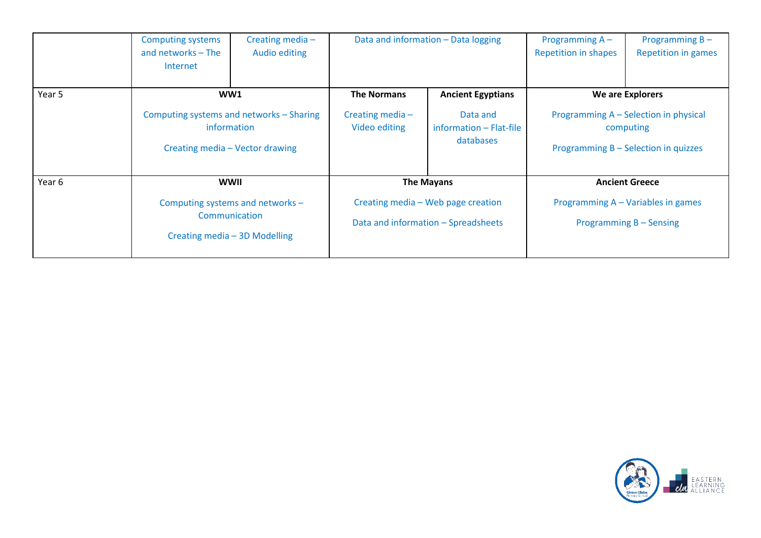| | | | | | | |
|---|---|---|---|---|---|---|
| | Computing systems and networks – The Internet | Creating media – Audio editing | Data and information – Data logging | | Programming A – Repetition in shapes | Programming B – Repetition in games |
| Year 5 | **WW1**<br><br>Computing systems and networks – Sharing information<br><br>Creating media – Vector drawing | | **The Normans**<br><br>Creating media – Video editing | **Ancient Egyptians**<br><br>Data and information – Flat-file databases | **We are Explorers**<br><br>Programming A – Selection in physical computing<br><br>Programming B – Selection in quizzes | |
| Year 6 | **WWII**<br><br>Computing systems and networks – Communication<br><br>Creating media – 3D Modelling | | **The Mayans**<br><br>Creating media – Web page creation<br><br>Data and information – Spreadsheets | | **Ancient Greece**<br><br>Programming A – Variables in games<br><br>Programming B – Sensing | |